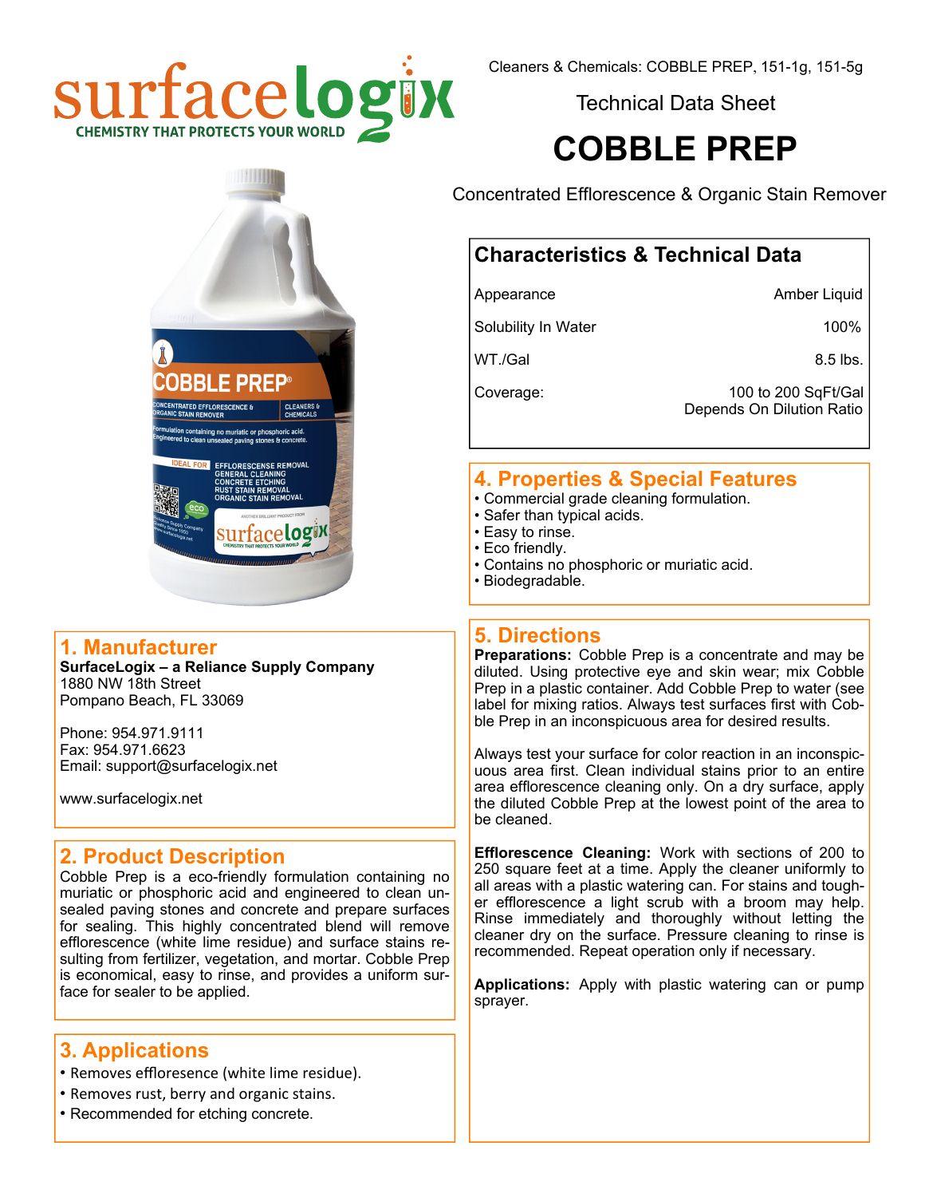surfacelogix
CHEMISTRY THAT PROTECTS YOUR WORLD

Cleaners & Chemicals: COBBLE PREP, 151-1g, 151-5g

Technical Data Sheet

# COBBLE PREP

Concentrated Efflorescence & Organic Stain Remover

## Characteristics & Technical Data

| | |
|---|---|
| Appearance | Amber Liquid |
| Solubility In Water | 100% |
| WT./Gal | 8.5 lbs. |
| Coverage: | 100 to 200 SqFt/Gal Depends On Dilution Ratio |

## 1. Manufacturer

**SurfaceLogix – a Reliance Supply Company**
1880 NW 18th Street
Pompano Beach, FL 33069

Phone: 954.971.9111
Fax: 954.971.6623
Email: support@surfacelogix.net

www.surfacelogix.net

## 2. Product Description

Cobble Prep is a eco-friendly formulation containing no muriatic or phosphoric acid and engineered to clean unsealed paving stones and concrete and prepare surfaces for sealing. This highly concentrated blend will remove efflorescence (white lime residue) and surface stains resulting from fertilizer, vegetation, and mortar. Cobble Prep is economical, easy to rinse, and provides a uniform surface for sealer to be applied.

## 3. Applications

- Removes efflorensence (white lime residue).
- Removes rust, berry and organic stains.
- Recommended for etching concrete.

## 4. Properties & Special Features

- Commercial grade cleaning formulation.
- Safer than typical acids.
- Easy to rinse.
- Eco friendly.
- Contains no phosphoric or muriatic acid.
- Biodegradable.

## 5. Directions

**Preparations:** Cobble Prep is a concentrate and may be diluted. Using protective eye and skin wear; mix Cobble Prep in a plastic container. Add Cobble Prep to water (see label for mixing ratios. Always test surfaces first with Cobble Prep in an inconspicuous area for desired results.

Always test your surface for color reaction in an inconspicuous area first. Clean individual stains prior to an entire area efflorescence cleaning only. On a dry surface, apply the diluted Cobble Prep at the lowest point of the area to be cleaned.

**Efflorescence Cleaning:** Work with sections of 200 to 250 square feet at a time. Apply the cleaner uniformly to all areas with a plastic watering can. For stains and tougher efflorescence a light scrub with a broom may help. Rinse immediately and thoroughly without letting the cleaner dry on the surface. Pressure cleaning to rinse is recommended. Repeat operation only if necessary.

**Applications:** Apply with plastic watering can or pump sprayer.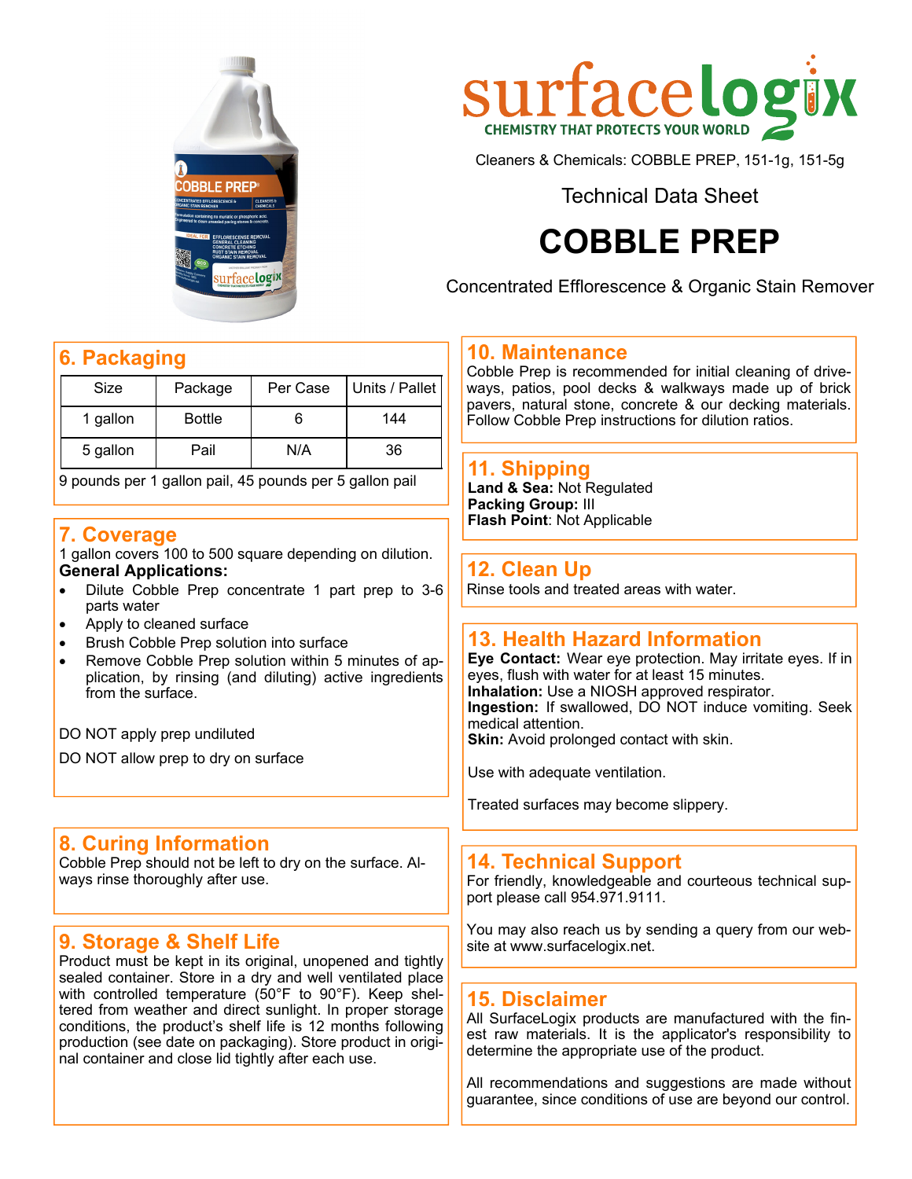Cleaners & Chemicals: COBBLE PREP, 151-1g, 151-5g

Technical Data Sheet

# COBBLE PREP

Concentrated Efflorescence & Organic Stain Remover

## 6. Packaging

| Size | Package | Per Case | Units / Pallet |
|---|---|---|---|
| 1 gallon | Bottle | 6 | 144 |
| 5 gallon | Pail | N/A | 36 |

9 pounds per 1 gallon pail, 45 pounds per 5 gallon pail

## 7. Coverage

1 gallon covers 100 to 500 square depending on dilution.

**General Applications:**

- Dilute Cobble Prep concentrate 1 part prep to 3-6 parts water
- Apply to cleaned surface
- Brush Cobble Prep solution into surface
- Remove Cobble Prep solution within 5 minutes of application, by rinsing (and diluting) active ingredients from the surface.

DO NOT apply prep undiluted

DO NOT allow prep to dry on surface

## 8. Curing Information

Cobble Prep should not be left to dry on the surface. Always rinse thoroughly after use.

## 9. Storage & Shelf Life

Product must be kept in its original, unopened and tightly sealed container. Store in a dry and well ventilated place with controlled temperature (50°F to 90°F). Keep sheltered from weather and direct sunlight. In proper storage conditions, the product's shelf life is 12 months following production (see date on packaging). Store product in original container and close lid tightly after each use.

## 10. Maintenance

Cobble Prep is recommended for initial cleaning of driveways, patios, pool decks & walkways made up of brick pavers, natural stone, concrete & our decking materials. Follow Cobble Prep instructions for dilution ratios.

## 11. Shipping

**Land & Sea:** Not Regulated
**Packing Group:** III
**Flash Point**: Not Applicable

## 12. Clean Up

Rinse tools and treated areas with water.

## 13. Health Hazard Information

**Eye Contact:** Wear eye protection. May irritate eyes. If in eyes, flush with water for at least 15 minutes.
**Inhalation:** Use a NIOSH approved respirator.
**Ingestion:** If swallowed, DO NOT induce vomiting. Seek medical attention.
**Skin:** Avoid prolonged contact with skin.

Use with adequate ventilation.

Treated surfaces may become slippery.

## 14. Technical Support

For friendly, knowledgeable and courteous technical support please call 954.971.9111.

You may also reach us by sending a query from our website at www.surfacelogix.net.

## 15. Disclaimer

All SurfaceLogix products are manufactured with the finest raw materials. It is the applicator's responsibility to determine the appropriate use of the product.

All recommendations and suggestions are made without guarantee, since conditions of use are beyond our control.